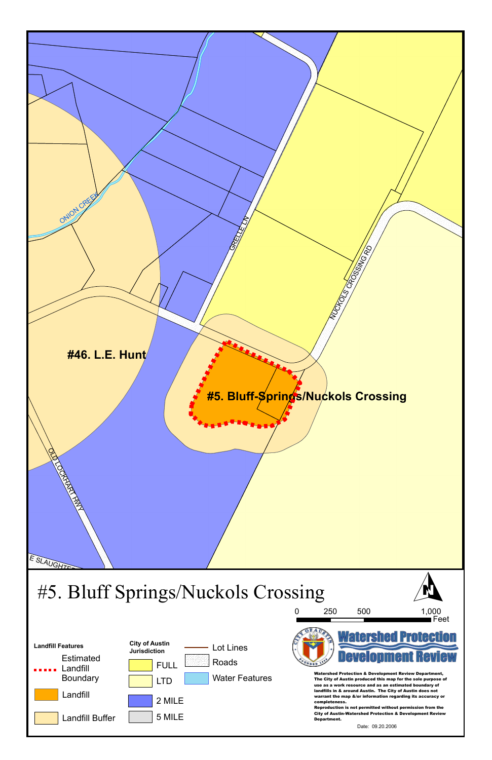ONION CREEK

GRELLE LN

NUCKOLS CROSSING RD

#46. L.E. Hunt

#5. Bluff-Springs/Nuckols Crossing

OLD LOCKHART HWY

E SLAUGHTER

# #5. Bluff Springs/Nuckols Crossing

0 250 500 1,000 Feet

**Landfill Features**

- Estimated Landfill Boundary
- Landfill
- Landfill Buffer

**City of Austin Jurisdiction**

- FULL
- LTD
- 2 MILE
- 5 MILE

- Lot Lines
- Roads
- Water Features

Watershed Protection Development Review

**Watershed Protection & Development Review Department, The City of Austin produced this map for the sole purpose of use as a work resource and as an estimated boundary of landfills in & around Austin. The City of Austin does not warrant the map &/or information regarding its accuracy or completeness.**

**Reproduction is not permitted without permission from the City of Austin-Watershed Protection & Development Review Department.**

Date: 09.20.2006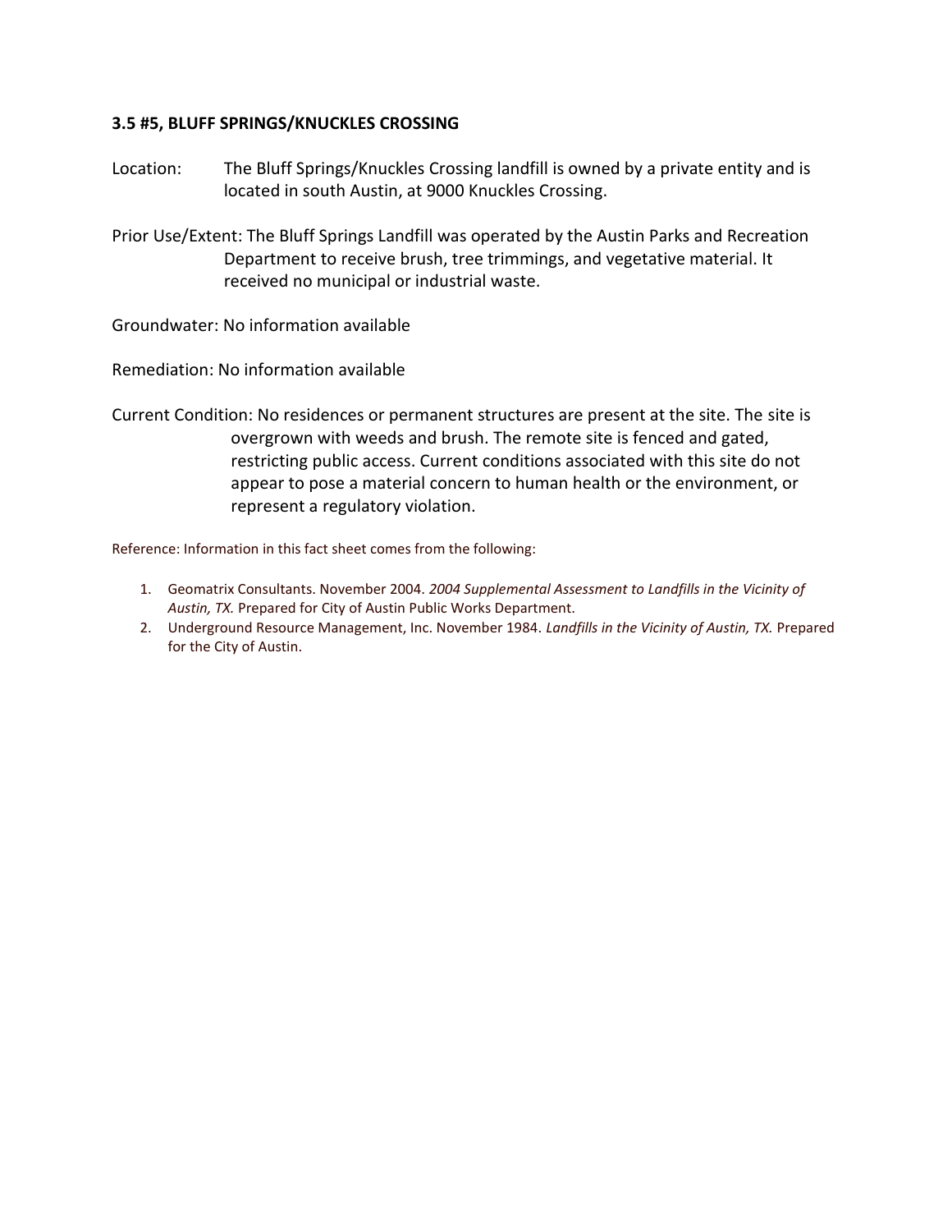### 3.5 #5, BLUFF SPRINGS/KNUCKLES CROSSING

Location: The Bluff Springs/Knuckles Crossing landfill is owned by a private entity and is located in south Austin, at 9000 Knuckles Crossing.

Prior Use/Extent: The Bluff Springs Landfill was operated by the Austin Parks and Recreation Department to receive brush, tree trimmings, and vegetative material. It received no municipal or industrial waste.

Groundwater: No information available

Remediation: No information available

Current Condition: No residences or permanent structures are present at the site. The site is overgrown with weeds and brush. The remote site is fenced and gated, restricting public access. Current conditions associated with this site do not appear to pose a material concern to human health or the environment, or represent a regulatory violation.

Reference: Information in this fact sheet comes from the following:

1. Geomatrix Consultants. November 2004. *2004 Supplemental Assessment to Landfills in the Vicinity of Austin, TX.* Prepared for City of Austin Public Works Department.
2. Underground Resource Management, Inc. November 1984. *Landfills in the Vicinity of Austin, TX.* Prepared for the City of Austin.